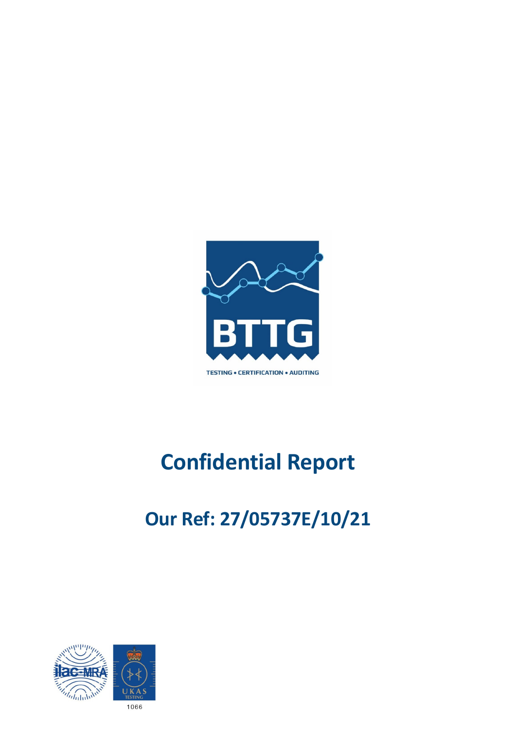BTTG

TESTING • CERTIFICATION • AUDITING

# Confidential Report

## Our Ref: 27/05737E/10/21

ilac-MRA

UKAS TESTING

1066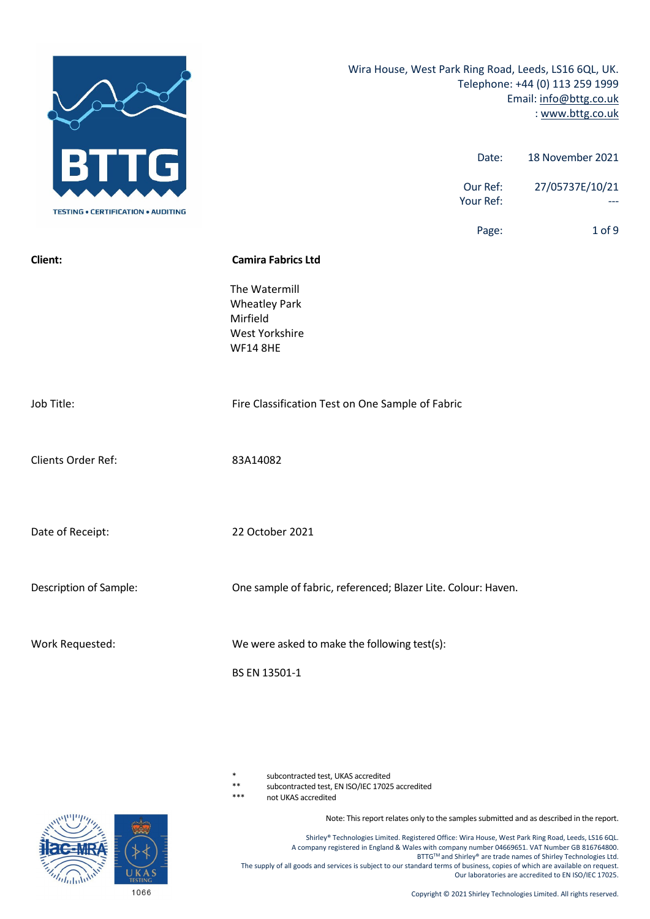Wira House, West Park Ring Road, Leeds, LS16 6QL, UK.
Telephone: +44 (0) 113 259 1999
Email: info@bttg.co.uk
: www.bttg.co.uk

| | |
|---|---|
| Date: | 18 November 2021 |
| Our Ref: | 27/05737E/10/21 |
| Your Ref: | --- |

| | |
|---|---|
| **Client:** | **Camira Fabrics Ltd** |
| | The Watermill<br>Wheatley Park<br>Mirfield<br>West Yorkshire<br>WF14 8HE |
| Job Title: | Fire Classification Test on One Sample of Fabric |
| Clients Order Ref: | 83A14082 |
| Date of Receipt: | 22 October 2021 |
| Description of Sample: | One sample of fabric, referenced; Blazer Lite. Colour: Haven. |
| Work Requested: | We were asked to make the following test(s): |
| | BS EN 13501-1 |

- \* subcontracted test, UKAS accredited
- \*\* subcontracted test, EN ISO/IEC 17025 accredited
- \*\*\* not UKAS accredited

Note: This report relates only to the samples submitted and as described in the report.

Shirley® Technologies Limited. Registered Office: Wira House, West Park Ring Road, Leeds, LS16 6QL.
A company registered in England & Wales with company number 04669651. VAT Number GB 816764800.
BTTG™ and Shirley® are trade names of Shirley Technologies Ltd.
The supply of all goods and services is subject to our standard terms of business, copies of which are available on request.
Our laboratories are accredited to EN ISO/IEC 17025.

1066

Copyright © 2021 Shirley Technologies Limited. All rights reserved.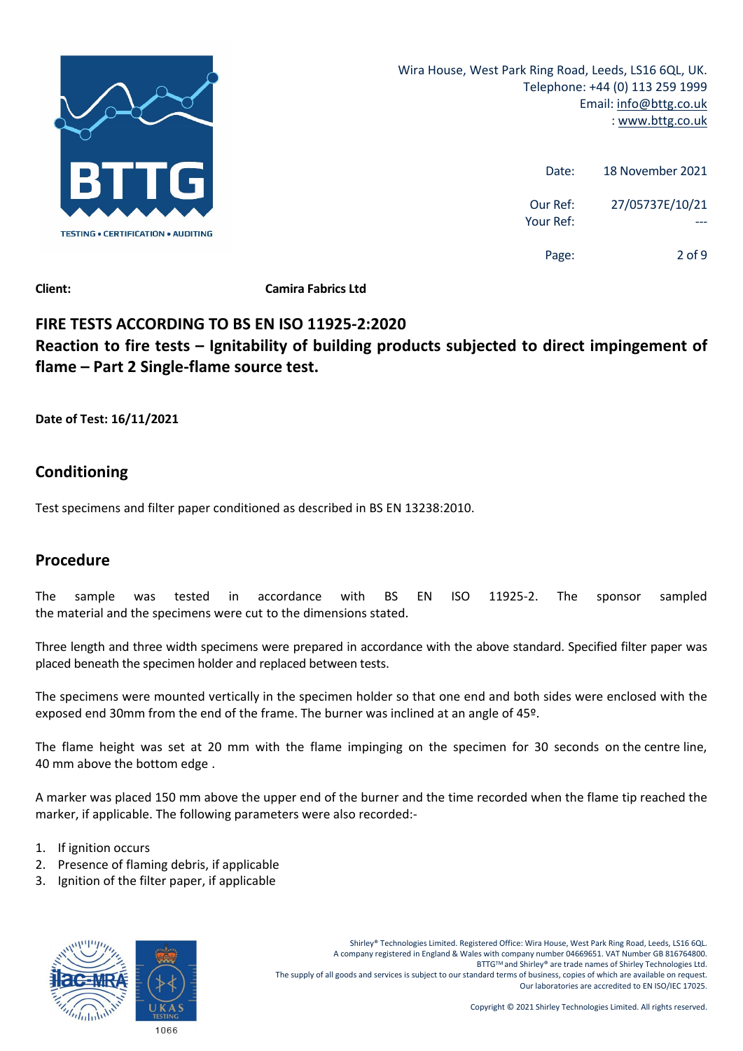Client: **Camira Fabrics Ltd**

Date: 18 November 2021

Our Ref: 27/05737E/10/21

Your Ref: ---

## FIRE TESTS ACCORDING TO BS EN ISO 11925-2:2020

**Reaction to fire tests – Ignitability of building products subjected to direct impingement of flame – Part 2 Single-flame source test.**

**Date of Test: 16/11/2021**

## Conditioning

Test specimens and filter paper conditioned as described in BS EN 13238:2010.

## Procedure

The sample was tested in accordance with BS EN ISO 11925-2. The sponsor sampled the material and the specimens were cut to the dimensions stated.

Three length and three width specimens were prepared in accordance with the above standard. Specified filter paper was placed beneath the specimen holder and replaced between tests.

The specimens were mounted vertically in the specimen holder so that one end and both sides were enclosed with the exposed end 30mm from the end of the frame. The burner was inclined at an angle of 45º.

The flame height was set at 20 mm with the flame impinging on the specimen for 30 seconds on the centre line, 40 mm above the bottom edge .

A marker was placed 150 mm above the upper end of the burner and the time recorded when the flame tip reached the marker, if applicable. The following parameters were also recorded:-

1. If ignition occurs
2. Presence of flaming debris, if applicable
3. Ignition of the filter paper, if applicable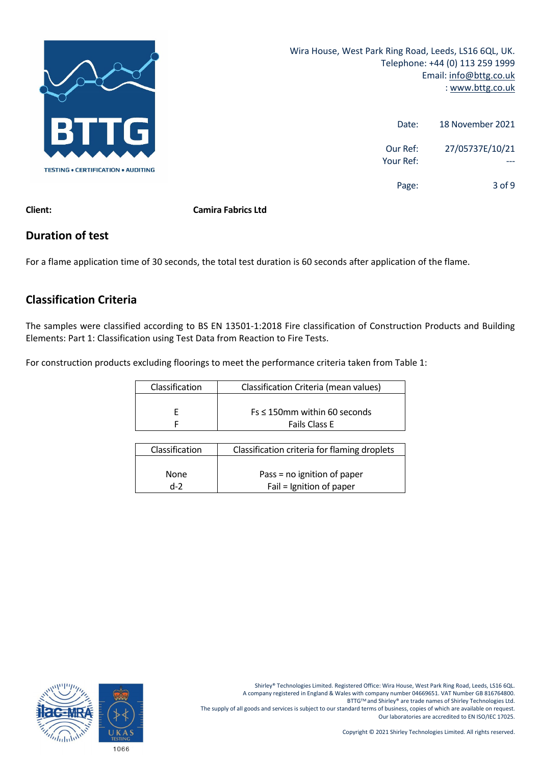**Client:** **Camira Fabrics Ltd**

## Duration of test

For a flame application time of 30 seconds, the total test duration is 60 seconds after application of the flame.

## Classification Criteria

The samples were classified according to BS EN 13501-1:2018 Fire classification of Construction Products and Building Elements: Part 1: Classification using Test Data from Reaction to Fire Tests.

For construction products excluding floorings to meet the performance criteria taken from Table 1:

| Classification | Classification Criteria (mean values) |
|---|---|
| E | Fs ≤ 150mm within 60 seconds |
| F | Fails Class E |

| Classification | Classification criteria for flaming droplets |
|---|---|
| None | Pass = no ignition of paper |
| d-2 | Fail = Ignition of paper |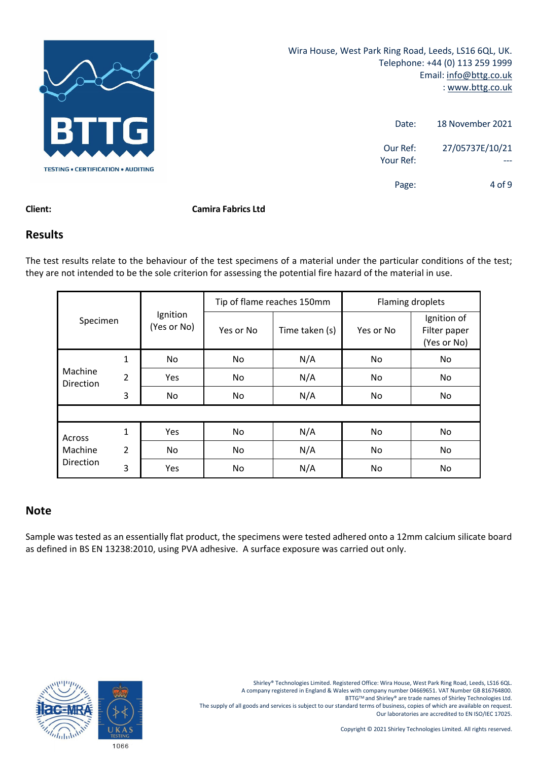Wira House, West Park Ring Road, Leeds, LS16 6QL, UK.
Telephone: +44 (0) 113 259 1999
Email: info@bttg.co.uk
: www.bttg.co.uk

Date: 18 November 2021

Our Ref: 27/05737E/10/21
Your Ref: ---

**Client:** **Camira Fabrics Ltd**

## Results

The test results relate to the behaviour of the test specimens of a material under the particular conditions of the test; they are not intended to be the sole criterion for assessing the potential fire hazard of the material in use.

| Specimen | | Ignition (Yes or No) | Tip of flame reaches 150mm | | Flaming droplets | |
|---|---|---|---|---|---|---|
| | | | Yes or No | Time taken (s) | Yes or No | Ignition of Filter paper (Yes or No) |
| Machine Direction | 1 | No | No | N/A | No | No |
| | 2 | Yes | No | N/A | No | No |
| | 3 | No | No | N/A | No | No |
| | | | | | | |
| Across Machine Direction | 1 | Yes | No | N/A | No | No |
| | 2 | No | No | N/A | No | No |
| | 3 | Yes | No | N/A | No | No |

## Note

Sample was tested as an essentially flat product, the specimens were tested adhered onto a 12mm calcium silicate board as defined in BS EN 13238:2010, using PVA adhesive. A surface exposure was carried out only.

Shirley® Technologies Limited. Registered Office: Wira House, West Park Ring Road, Leeds, LS16 6QL.
A company registered in England & Wales with company number 04669651. VAT Number GB 816764800.
BTTG™ and Shirley® are trade names of Shirley Technologies Ltd.
The supply of all goods and services is subject to our standard terms of business, copies of which are available on request.
Our laboratories are accredited to EN ISO/IEC 17025.

Copyright © 2021 Shirley Technologies Limited. All rights reserved.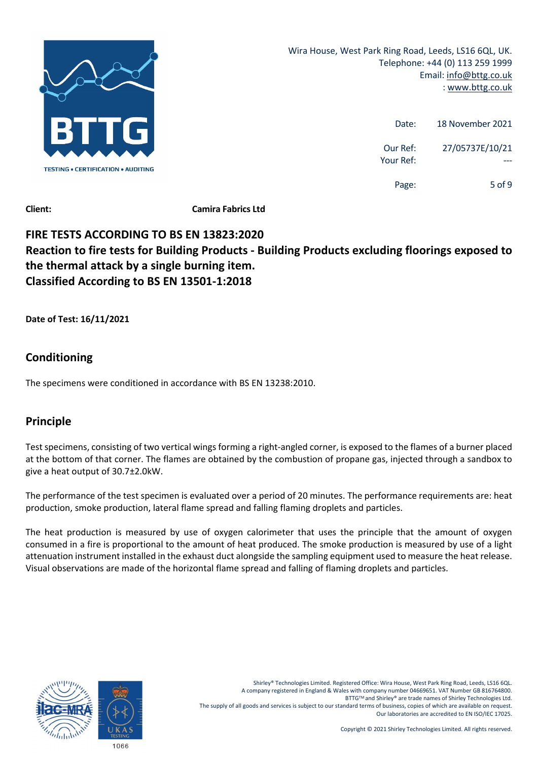**Client:** **Camira Fabrics Ltd**

## FIRE TESTS ACCORDING TO BS EN 13823:2020
## Reaction to fire tests for Building Products - Building Products excluding floorings exposed to the thermal attack by a single burning item.
## Classified According to BS EN 13501-1:2018

**Date of Test: 16/11/2021**

## Conditioning

The specimens were conditioned in accordance with BS EN 13238:2010.

## Principle

Test specimens, consisting of two vertical wings forming a right-angled corner, is exposed to the flames of a burner placed at the bottom of that corner. The flames are obtained by the combustion of propane gas, injected through a sandbox to give a heat output of 30.7±2.0kW.

The performance of the test specimen is evaluated over a period of 20 minutes. The performance requirements are: heat production, smoke production, lateral flame spread and falling flaming droplets and particles.

The heat production is measured by use of oxygen calorimeter that uses the principle that the amount of oxygen consumed in a fire is proportional to the amount of heat produced. The smoke production is measured by use of a light attenuation instrument installed in the exhaust duct alongside the sampling equipment used to measure the heat release. Visual observations are made of the horizontal flame spread and falling of flaming droplets and particles.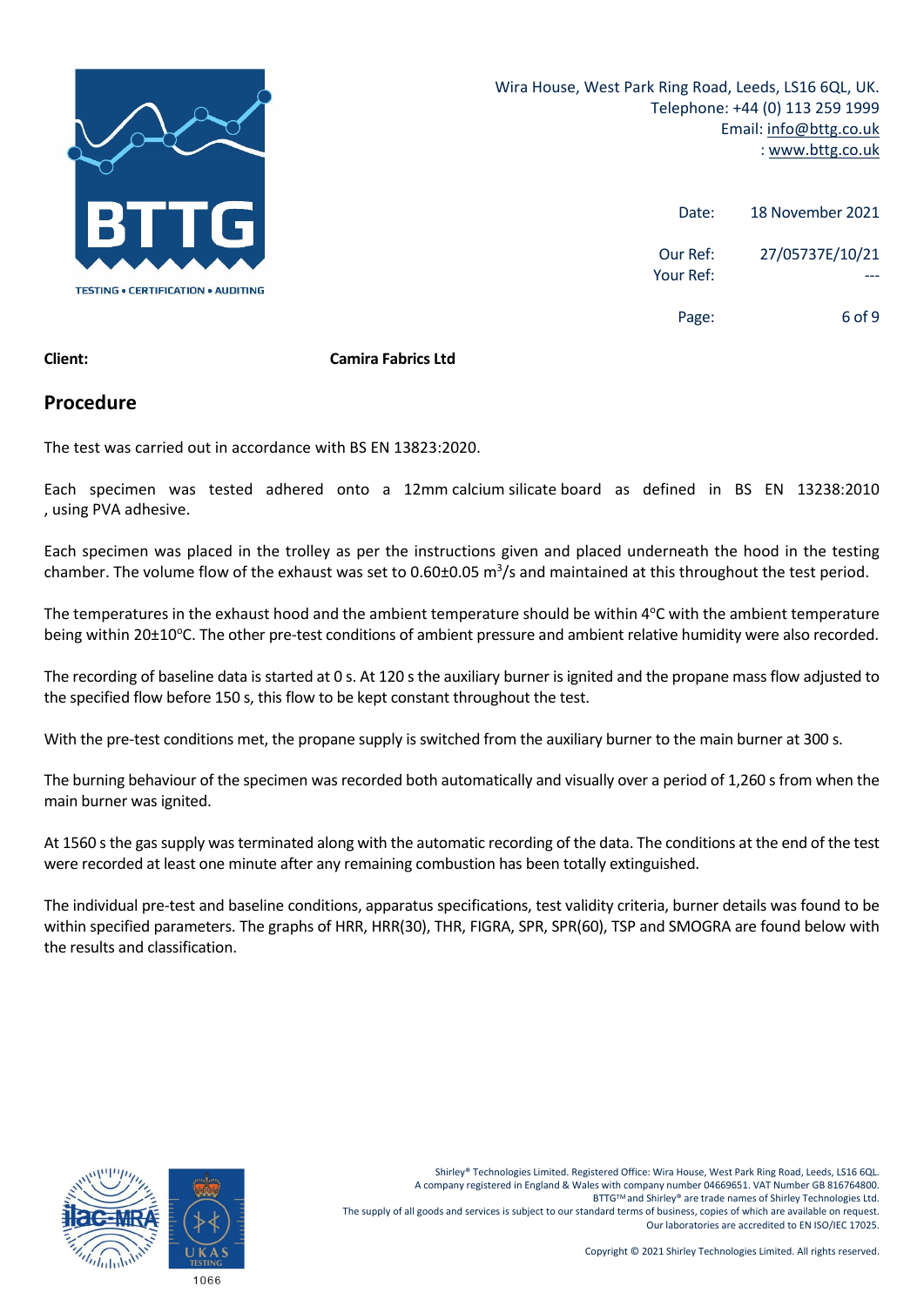Wira House, West Park Ring Road, Leeds, LS16 6QL, UK.
Telephone: +44 (0) 113 259 1999
Email: info@bttg.co.uk
: www.bttg.co.uk

| | |
|---|---|
| Date: | 18 November 2021 |
| Our Ref: | 27/05737E/10/21 |
| Your Ref: | --- |

**Client:** **Camira Fabrics Ltd**

## Procedure

The test was carried out in accordance with BS EN 13823:2020.

Each specimen was tested adhered onto a 12mm calcium silicate board as defined in BS EN 13238:2010 , using PVA adhesive.

Each specimen was placed in the trolley as per the instructions given and placed underneath the hood in the testing chamber. The volume flow of the exhaust was set to 0.60±0.05 $m^3$/s and maintained at this throughout the test period.

The temperatures in the exhaust hood and the ambient temperature should be within 4°C with the ambient temperature being within 20±10°C. The other pre-test conditions of ambient pressure and ambient relative humidity were also recorded.

The recording of baseline data is started at 0 s. At 120 s the auxiliary burner is ignited and the propane mass flow adjusted to the specified flow before 150 s, this flow to be kept constant throughout the test.

With the pre-test conditions met, the propane supply is switched from the auxiliary burner to the main burner at 300 s.

The burning behaviour of the specimen was recorded both automatically and visually over a period of 1,260 s from when the main burner was ignited.

At 1560 s the gas supply was terminated along with the automatic recording of the data. The conditions at the end of the test were recorded at least one minute after any remaining combustion has been totally extinguished.

The individual pre-test and baseline conditions, apparatus specifications, test validity criteria, burner details was found to be within specified parameters. The graphs of HRR, HRR(30), THR, FIGRA, SPR, SPR(60), TSP and SMOGRA are found below with the results and classification.

Shirley® Technologies Limited. Registered Office: Wira House, West Park Ring Road, Leeds, LS16 6QL.
A company registered in England & Wales with company number 04669651. VAT Number GB 816764800.
BTTG™ and Shirley® are trade names of Shirley Technologies Ltd.
The supply of all goods and services is subject to our standard terms of business, copies of which are available on request.
Our laboratories are accredited to EN ISO/IEC 17025.

Copyright © 2021 Shirley Technologies Limited. All rights reserved.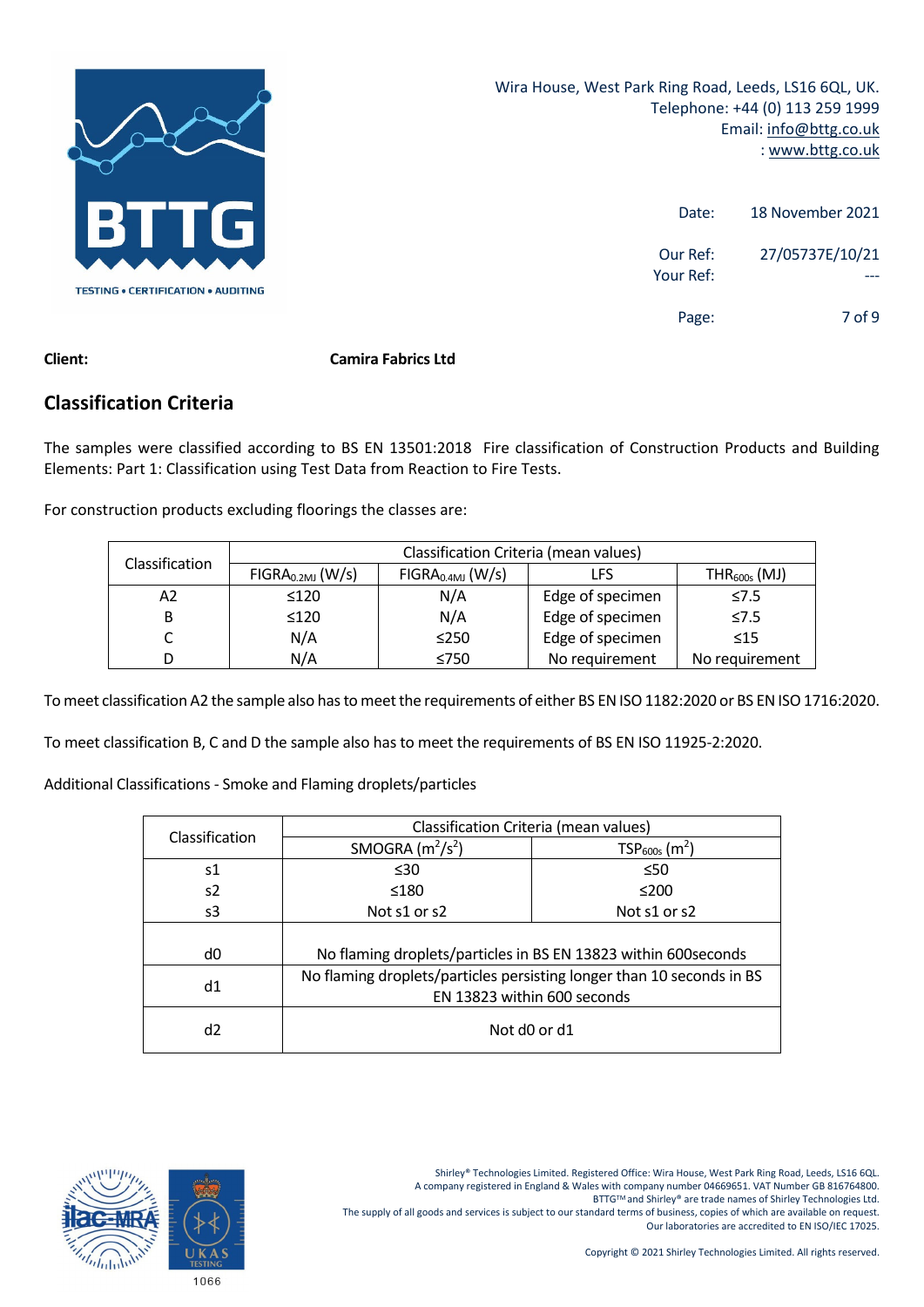Wira House, West Park Ring Road, Leeds, LS16 6QL, UK.
Telephone: +44 (0) 113 259 1999
Email: info@bttg.co.uk
: www.bttg.co.uk

Date: 18 November 2021

Our Ref: 27/05737E/10/21
Your Ref: ---

**Client:** **Camira Fabrics Ltd**

## Classification Criteria

The samples were classified according to BS EN 13501:2018 Fire classification of Construction Products and Building Elements: Part 1: Classification using Test Data from Reaction to Fire Tests.

For construction products excluding floorings the classes are:

| Classification | Classification Criteria (mean values) | | | |
|---|---|---|---|---|
| | $FIGRA_{0.2MJ}$ (W/s) | $FIGRA_{0.4MJ}$ (W/s) | LFS | $THR_{600s}$ (MJ) |
| A2 | ≤120 | N/A | Edge of specimen | ≤7.5 |
| B | ≤120 | N/A | Edge of specimen | ≤7.5 |
| C | N/A | ≤250 | Edge of specimen | ≤15 |
| D | N/A | ≤750 | No requirement | No requirement |

To meet classification A2 the sample also has to meet the requirements of either BS EN ISO 1182:2020 or BS EN ISO 1716:2020.

To meet classification B, C and D the sample also has to meet the requirements of BS EN ISO 11925-2:2020.

Additional Classifications - Smoke and Flaming droplets/particles

| Classification | Classification Criteria (mean values) | |
|---|---|---|
| | SMOGRA ($m^2/s^2$) | $TSP_{600s}$ ($m^2$) |
| s1 | ≤30 | ≤50 |
| s2 | ≤180 | ≤200 |
| s3 | Not s1 or s2 | Not s1 or s2 |
| d0 | No flaming droplets/particles in BS EN 13823 within 600seconds | |
| d1 | No flaming droplets/particles persisting longer than 10 seconds in BS EN 13823 within 600 seconds | |
| d2 | Not d0 or d1 | |

Shirley® Technologies Limited. Registered Office: Wira House, West Park Ring Road, Leeds, LS16 6QL.
A company registered in England & Wales with company number 04669651. VAT Number GB 816764800.
BTTG™ and Shirley® are trade names of Shirley Technologies Ltd.
The supply of all goods and services is subject to our standard terms of business, copies of which are available on request.
Our laboratories are accredited to EN ISO/IEC 17025.

Copyright © 2021 Shirley Technologies Limited. All rights reserved.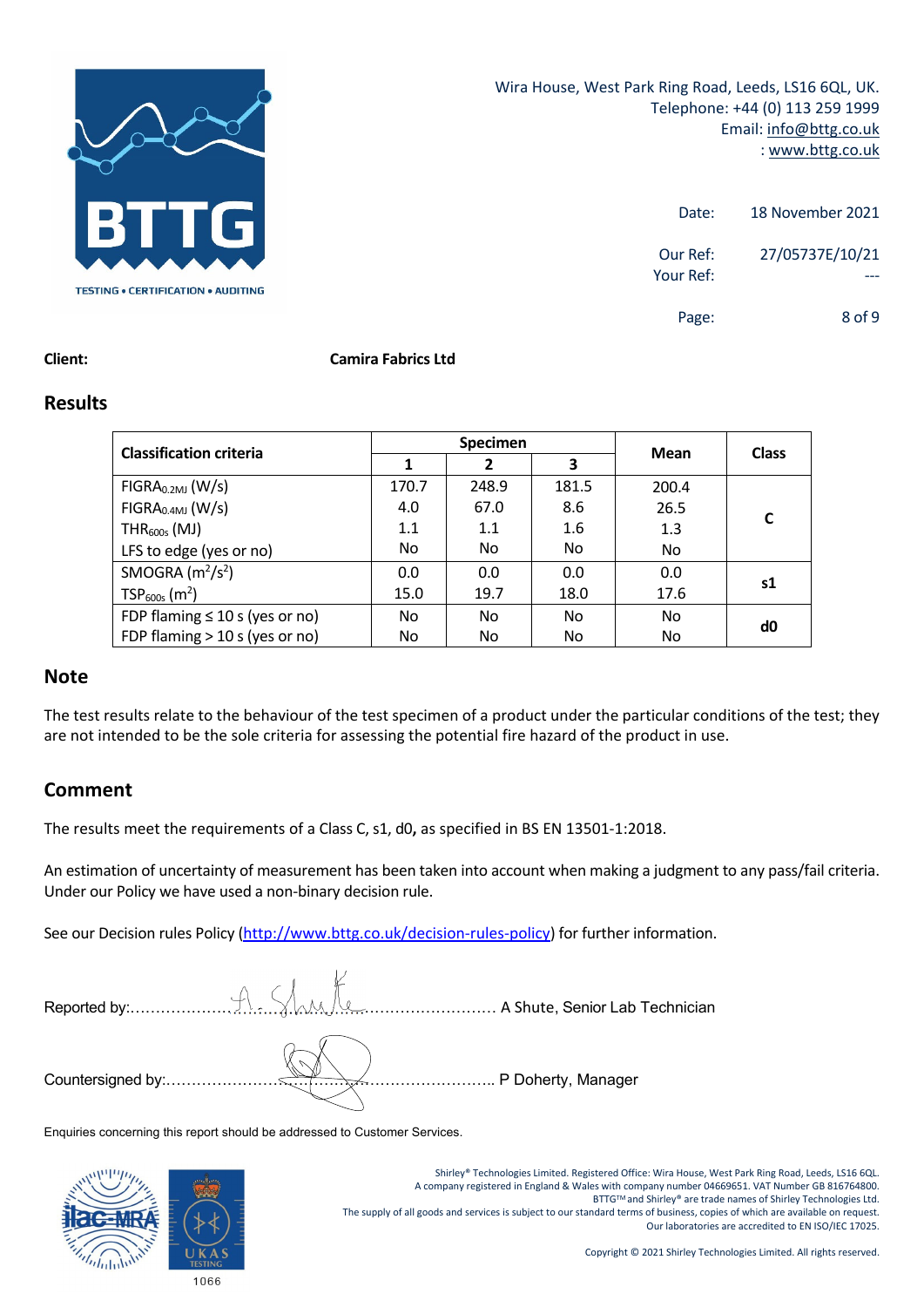Wira House, West Park Ring Road, Leeds, LS16 6QL, UK.
Telephone: +44 (0) 113 259 1999
Email: info@bttg.co.uk
: www.bttg.co.uk

Date: 18 November 2021

Our Ref: 27/05737E/10/21
Your Ref: ---

**Client:** **Camira Fabrics Ltd**

## Results

| Classification criteria | Specimen | | | Mean | Class |
|---|---|---|---|---|---|
| | 1 | 2 | 3 | | |
| $FIGRA_{0.2MJ}$ (W/s) | 170.7 | 248.9 | 181.5 | 200.4 | C |
| $FIGRA_{0.4MJ}$ (W/s) | 4.0 | 67.0 | 8.6 | 26.5 | |
| $THR_{600s}$ (MJ) | 1.1 | 1.1 | 1.6 | 1.3 | |
| LFS to edge (yes or no) | No | No | No | No | |
| SMOGRA ($m^2/s^2$) | 0.0 | 0.0 | 0.0 | 0.0 | s1 |
| $TSP_{600s}$ ($m^2$) | 15.0 | 19.7 | 18.0 | 17.6 | |
| FDP flaming ≤ 10 s (yes or no) | No | No | No | No | d0 |
| FDP flaming > 10 s (yes or no) | No | No | No | No | |

## Note

The test results relate to the behaviour of the test specimen of a product under the particular conditions of the test; they are not intended to be the sole criteria for assessing the potential fire hazard of the product in use.

## Comment

The results meet the requirements of a Class C, s1, d0**,** as specified in BS EN 13501-1:2018.

An estimation of uncertainty of measurement has been taken into account when making a judgment to any pass/fail criteria. Under our Policy we have used a non-binary decision rule.

See our Decision rules Policy (http://www.bttg.co.uk/decision-rules-policy) for further information.

Reported by:............................................................... A Shute, Senior Lab Technician

Countersigned by:............................................................... P Doherty, Manager

Enquiries concerning this report should be addressed to Customer Services.

Shirley® Technologies Limited. Registered Office: Wira House, West Park Ring Road, Leeds, LS16 6QL.
A company registered in England & Wales with company number 04669651. VAT Number GB 816764800.
BTTG™ and Shirley® are trade names of Shirley Technologies Ltd.
The supply of all goods and services is subject to our standard terms of business, copies of which are available on request.
Our laboratories are accredited to EN ISO/IEC 17025.

Copyright © 2021 Shirley Technologies Limited. All rights reserved.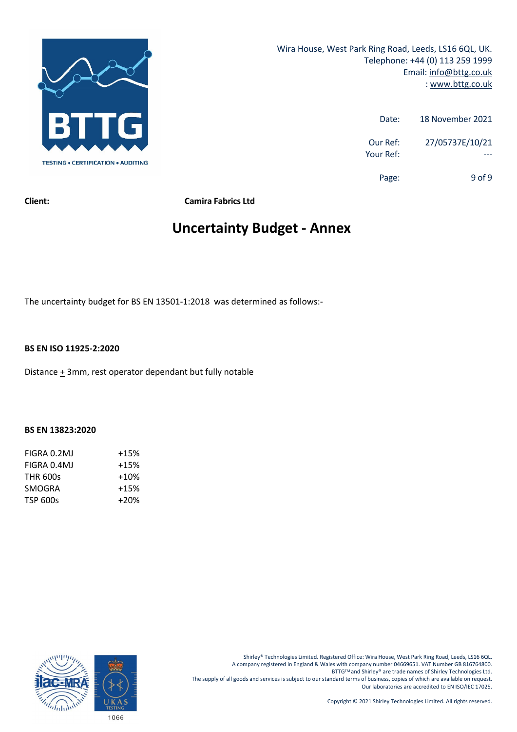Wira House, West Park Ring Road, Leeds, LS16 6QL, UK.
Telephone: +44 (0) 113 259 1999
Email: info@bttg.co.uk
: www.bttg.co.uk

| | |
|---|---|
| Date: | 18 November 2021 |
| Our Ref: | 27/05737E/10/21 |
| Your Ref: | --- |

**Client:** **Camira Fabrics Ltd**

# Uncertainty Budget - Annex

The uncertainty budget for BS EN 13501-1:2018 was determined as follows:-

**BS EN ISO 11925-2:2020**

Distance ± 3mm, rest operator dependant but fully notable

**BS EN 13823:2020**

| | |
|---|---|
| FIGRA 0.2MJ | +15% |
| FIGRA 0.4MJ | +15% |
| THR 600s | +10% |
| SMOGRA | +15% |
| TSP 600s | +20% |

Shirley® Technologies Limited. Registered Office: Wira House, West Park Ring Road, Leeds, LS16 6QL.
A company registered in England & Wales with company number 04669651. VAT Number GB 816764800.
BTTG™ and Shirley® are trade names of Shirley Technologies Ltd.
The supply of all goods and services is subject to our standard terms of business, copies of which are available on request.
Our laboratories are accredited to EN ISO/IEC 17025.

Copyright © 2021 Shirley Technologies Limited. All rights reserved.